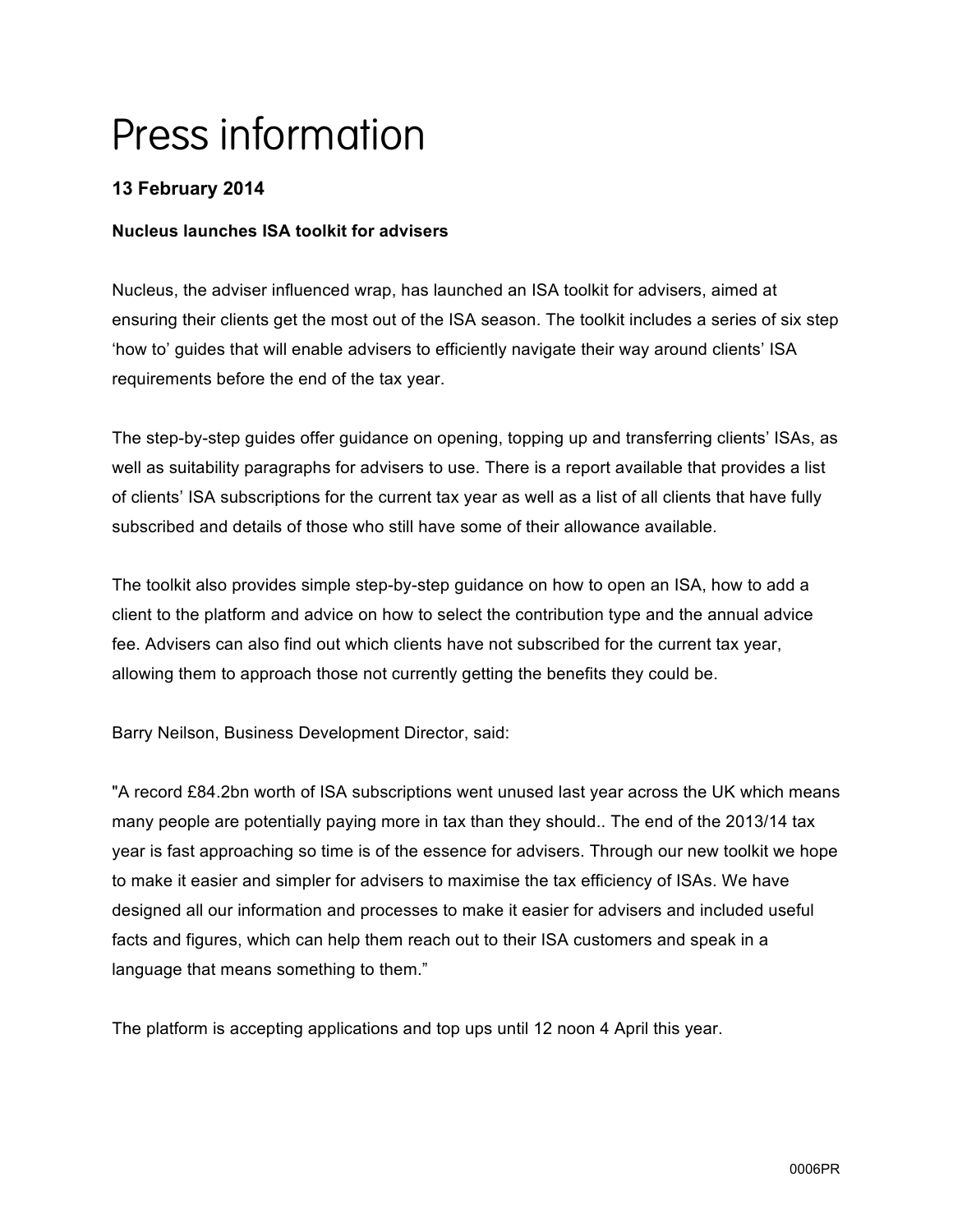# Press information

**13 February 2014**

**Nucleus launches ISA toolkit for advisers**

Nucleus, the adviser influenced wrap, has launched an ISA toolkit for advisers, aimed at ensuring their clients get the most out of the ISA season. The toolkit includes a series of six step 'how to' guides that will enable advisers to efficiently navigate their way around clients' ISA requirements before the end of the tax year.

The step-by-step guides offer guidance on opening, topping up and transferring clients' ISAs, as well as suitability paragraphs for advisers to use. There is a report available that provides a list of clients' ISA subscriptions for the current tax year as well as a list of all clients that have fully subscribed and details of those who still have some of their allowance available.

The toolkit also provides simple step-by-step guidance on how to open an ISA, how to add a client to the platform and advice on how to select the contribution type and the annual advice fee. Advisers can also find out which clients have not subscribed for the current tax year, allowing them to approach those not currently getting the benefits they could be.

Barry Neilson, Business Development Director, said:

"A record £84.2bn worth of ISA subscriptions went unused last year across the UK which means many people are potentially paying more in tax than they should.. The end of the 2013/14 tax year is fast approaching so time is of the essence for advisers. Through our new toolkit we hope to make it easier and simpler for advisers to maximise the tax efficiency of ISAs. We have designed all our information and processes to make it easier for advisers and included useful facts and figures, which can help them reach out to their ISA customers and speak in a language that means something to them."

The platform is accepting applications and top ups until 12 noon 4 April this year.

0006PR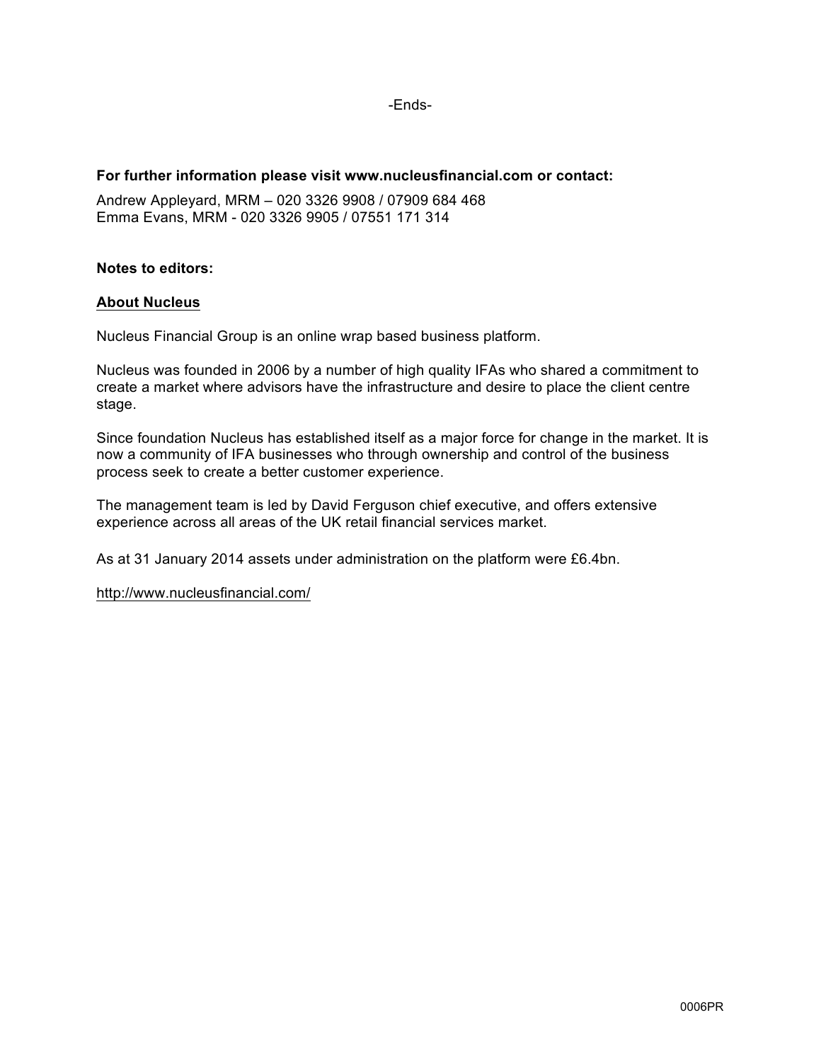-Ends-

**For further information please visit www.nucleusfinancial.com or contact:**

Andrew Appleyard, MRM – 020 3326 9908 / 07909 684 468
Emma Evans, MRM - 020 3326 9905 / 07551 171 314

**Notes to editors:**

**About Nucleus**

Nucleus Financial Group is an online wrap based business platform.

Nucleus was founded in 2006 by a number of high quality IFAs who shared a commitment to create a market where advisors have the infrastructure and desire to place the client centre stage.

Since foundation Nucleus has established itself as a major force for change in the market. It is now a community of IFA businesses who through ownership and control of the business process seek to create a better customer experience.

The management team is led by David Ferguson chief executive, and offers extensive experience across all areas of the UK retail financial services market.

As at 31 January 2014 assets under administration on the platform were £6.4bn.

http://www.nucleusfinancial.com/

0006PR